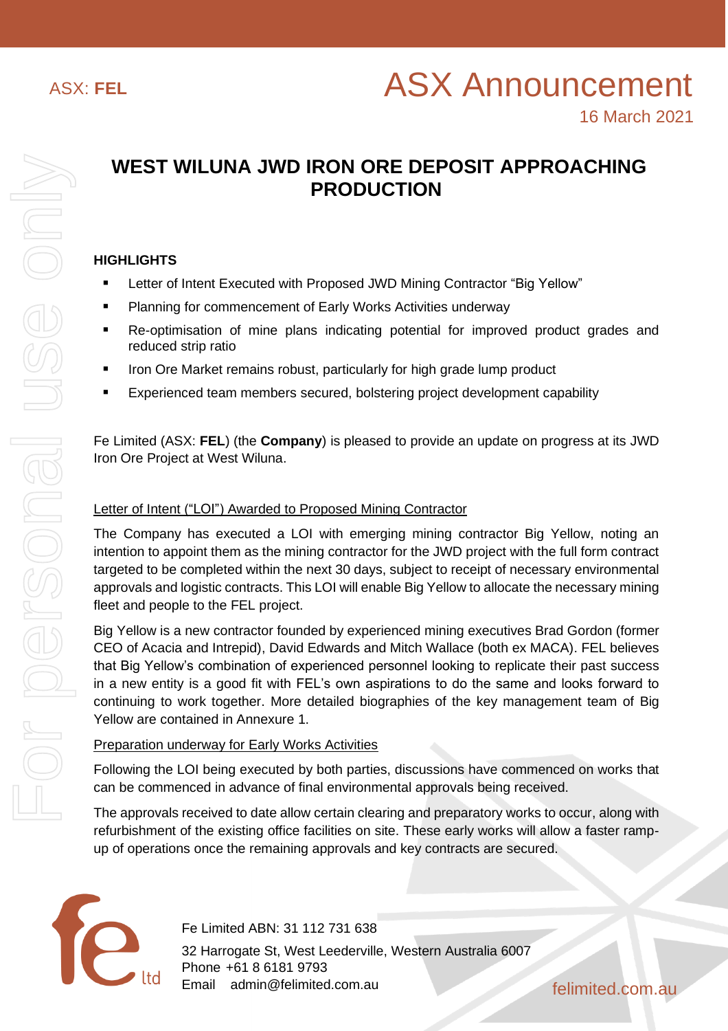ASX: **FEL**

# ASX Announcement

16 March 2021

## WEST WILUNA JWD IRON ORE DEPOSIT APPROACHING PRODUCTION

### HIGHLIGHTS

- Letter of Intent Executed with Proposed JWD Mining Contractor "Big Yellow"
- Planning for commencement of Early Works Activities underway
- Re-optimisation of mine plans indicating potential for improved product grades and reduced strip ratio
- Iron Ore Market remains robust, particularly for high grade lump product
- Experienced team members secured, bolstering project development capability

Fe Limited (ASX: **FEL**) (the **Company**) is pleased to provide an update on progress at its JWD Iron Ore Project at West Wiluna.

<u>Letter of Intent ("LOI") Awarded to Proposed Mining Contractor</u>

The Company has executed a LOI with emerging mining contractor Big Yellow, noting an intention to appoint them as the mining contractor for the JWD project with the full form contract targeted to be completed within the next 30 days, subject to receipt of necessary environmental approvals and logistic contracts. This LOI will enable Big Yellow to allocate the necessary mining fleet and people to the FEL project.

Big Yellow is a new contractor founded by experienced mining executives Brad Gordon (former CEO of Acacia and Intrepid), David Edwards and Mitch Wallace (both ex MACA). FEL believes that Big Yellow's combination of experienced personnel looking to replicate their past success in a new entity is a good fit with FEL's own aspirations to do the same and looks forward to continuing to work together. More detailed biographies of the key management team of Big Yellow are contained in Annexure 1.

<u>Preparation underway for Early Works Activities</u>

Following the LOI being executed by both parties, discussions have commenced on works that can be commenced in advance of final environmental approvals being received.

The approvals received to date allow certain clearing and preparatory works to occur, along with refurbishment of the existing office facilities on site. These early works will allow a faster ramp-up of operations once the remaining approvals and key contracts are secured.

Fe Limited ABN: 31 112 731 638

32 Harrogate St, West Leederville, Western Australia 6007
Phone +61 8 6181 9793
Email admin@felimited.com.au

felimited.com.au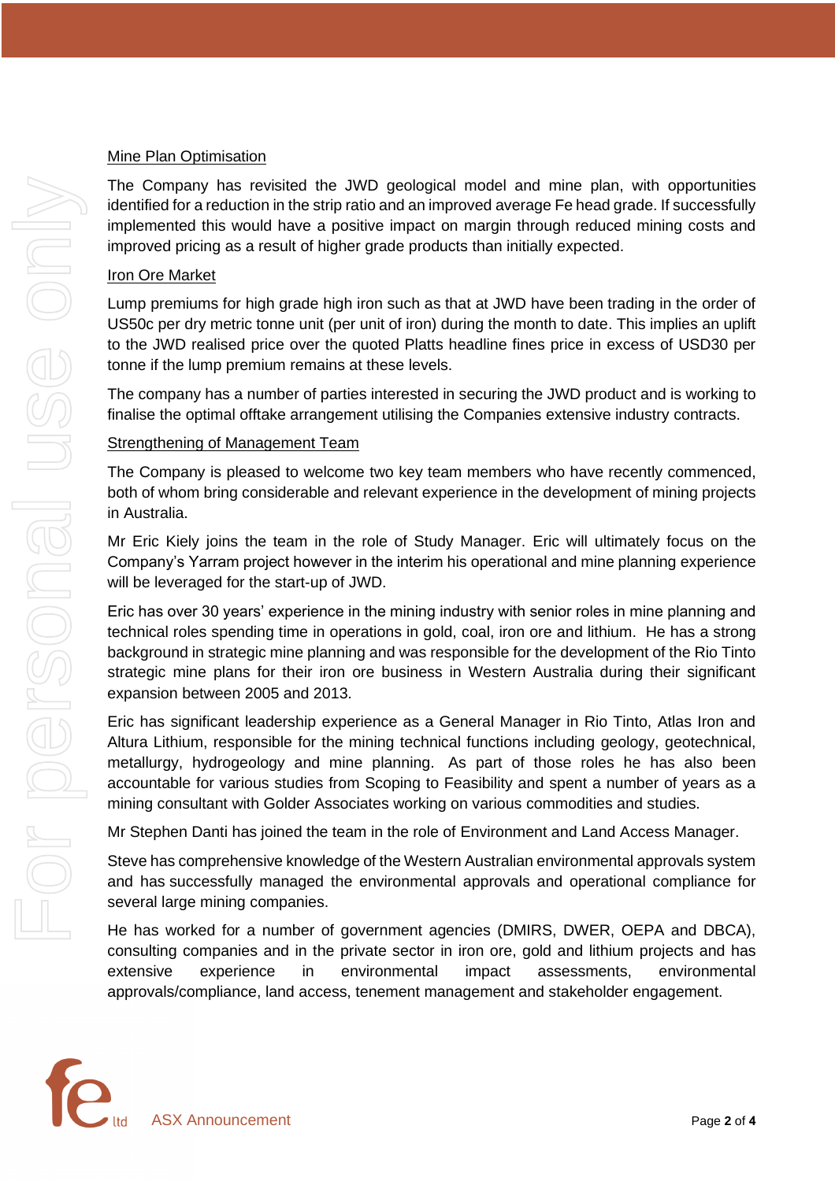Mine Plan Optimisation

The Company has revisited the JWD geological model and mine plan, with opportunities identified for a reduction in the strip ratio and an improved average Fe head grade. If successfully implemented this would have a positive impact on margin through reduced mining costs and improved pricing as a result of higher grade products than initially expected.

Iron Ore Market

Lump premiums for high grade high iron such as that at JWD have been trading in the order of US50c per dry metric tonne unit (per unit of iron) during the month to date. This implies an uplift to the JWD realised price over the quoted Platts headline fines price in excess of USD30 per tonne if the lump premium remains at these levels.

The company has a number of parties interested in securing the JWD product and is working to finalise the optimal offtake arrangement utilising the Companies extensive industry contracts.

Strengthening of Management Team

The Company is pleased to welcome two key team members who have recently commenced, both of whom bring considerable and relevant experience in the development of mining projects in Australia.

Mr Eric Kiely joins the team in the role of Study Manager. Eric will ultimately focus on the Company's Yarram project however in the interim his operational and mine planning experience will be leveraged for the start-up of JWD.

Eric has over 30 years' experience in the mining industry with senior roles in mine planning and technical roles spending time in operations in gold, coal, iron ore and lithium. He has a strong background in strategic mine planning and was responsible for the development of the Rio Tinto strategic mine plans for their iron ore business in Western Australia during their significant expansion between 2005 and 2013.

Eric has significant leadership experience as a General Manager in Rio Tinto, Atlas Iron and Altura Lithium, responsible for the mining technical functions including geology, geotechnical, metallurgy, hydrogeology and mine planning. As part of those roles he has also been accountable for various studies from Scoping to Feasibility and spent a number of years as a mining consultant with Golder Associates working on various commodities and studies.

Mr Stephen Danti has joined the team in the role of Environment and Land Access Manager.

Steve has comprehensive knowledge of the Western Australian environmental approvals system and has successfully managed the environmental approvals and operational compliance for several large mining companies.

He has worked for a number of government agencies (DMIRS, DWER, OEPA and DBCA), consulting companies and in the private sector in iron ore, gold and lithium projects and has extensive experience in environmental impact assessments, environmental approvals/compliance, land access, tenement management and stakeholder engagement.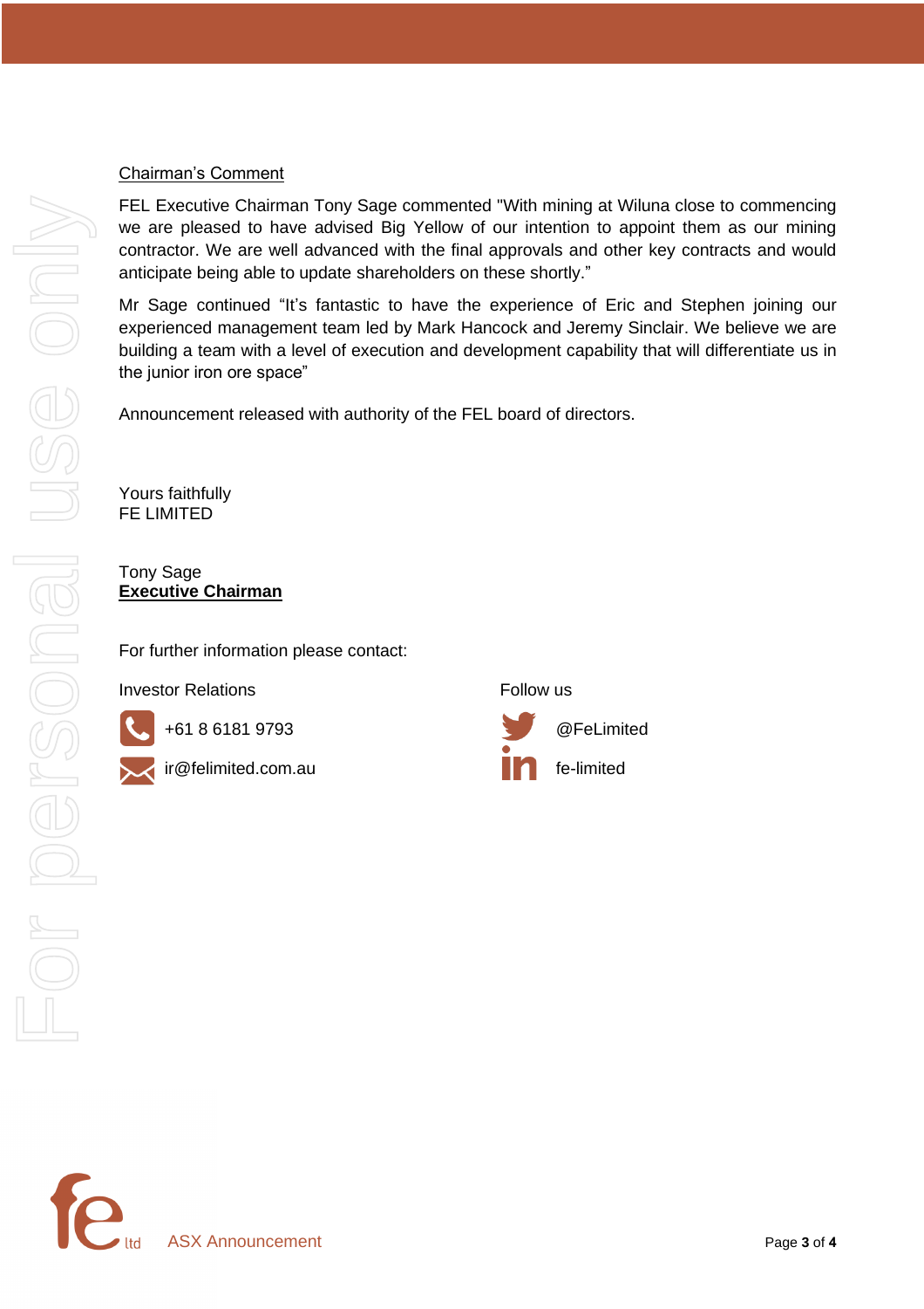Chairman's Comment

FEL Executive Chairman Tony Sage commented "With mining at Wiluna close to commencing we are pleased to have advised Big Yellow of our intention to appoint them as our mining contractor. We are well advanced with the final approvals and other key contracts and would anticipate being able to update shareholders on these shortly."

Mr Sage continued "It's fantastic to have the experience of Eric and Stephen joining our experienced management team led by Mark Hancock and Jeremy Sinclair. We believe we are building a team with a level of execution and development capability that will differentiate us in the junior iron ore space"

Announcement released with authority of the FEL board of directors.

Yours faithfully
FE LIMITED

Tony Sage
**Executive Chairman**

For further information please contact:

Investor Relations

+61 8 6181 9793

ir@felimited.com.au

Follow us

@FeLimited

fe-limited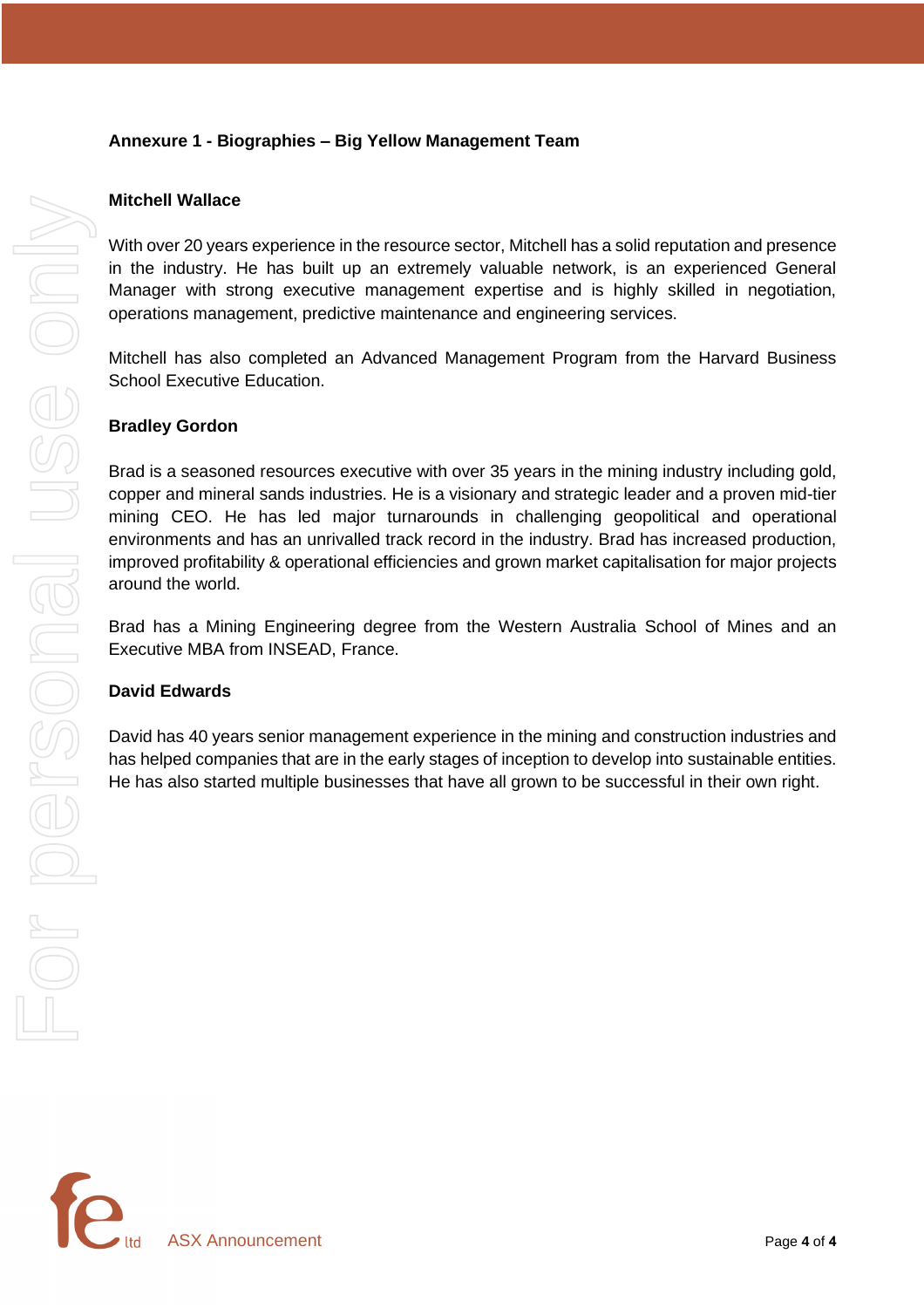## Annexure 1 - Biographies – Big Yellow Management Team

### Mitchell Wallace

With over 20 years experience in the resource sector, Mitchell has a solid reputation and presence in the industry. He has built up an extremely valuable network, is an experienced General Manager with strong executive management expertise and is highly skilled in negotiation, operations management, predictive maintenance and engineering services.

Mitchell has also completed an Advanced Management Program from the Harvard Business School Executive Education.

### Bradley Gordon

Brad is a seasoned resources executive with over 35 years in the mining industry including gold, copper and mineral sands industries. He is a visionary and strategic leader and a proven mid-tier mining CEO. He has led major turnarounds in challenging geopolitical and operational environments and has an unrivalled track record in the industry. Brad has increased production, improved profitability & operational efficiencies and grown market capitalisation for major projects around the world.

Brad has a Mining Engineering degree from the Western Australia School of Mines and an Executive MBA from INSEAD, France.

### David Edwards

David has 40 years senior management experience in the mining and construction industries and has helped companies that are in the early stages of inception to develop into sustainable entities. He has also started multiple businesses that have all grown to be successful in their own right.